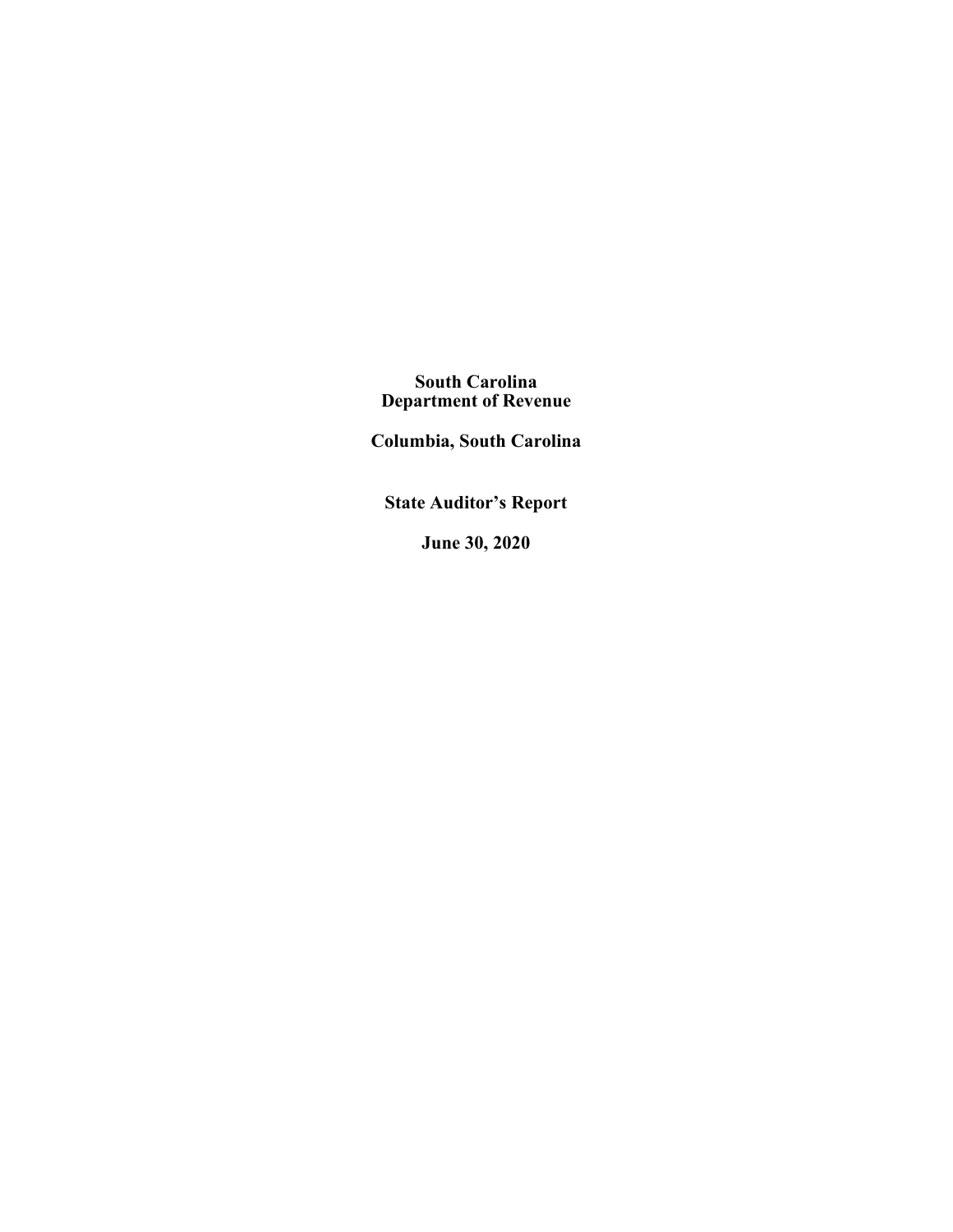**South Carolina**
**Department of Revenue**

**Columbia, South Carolina**

**State Auditor's Report**

**June 30, 2020**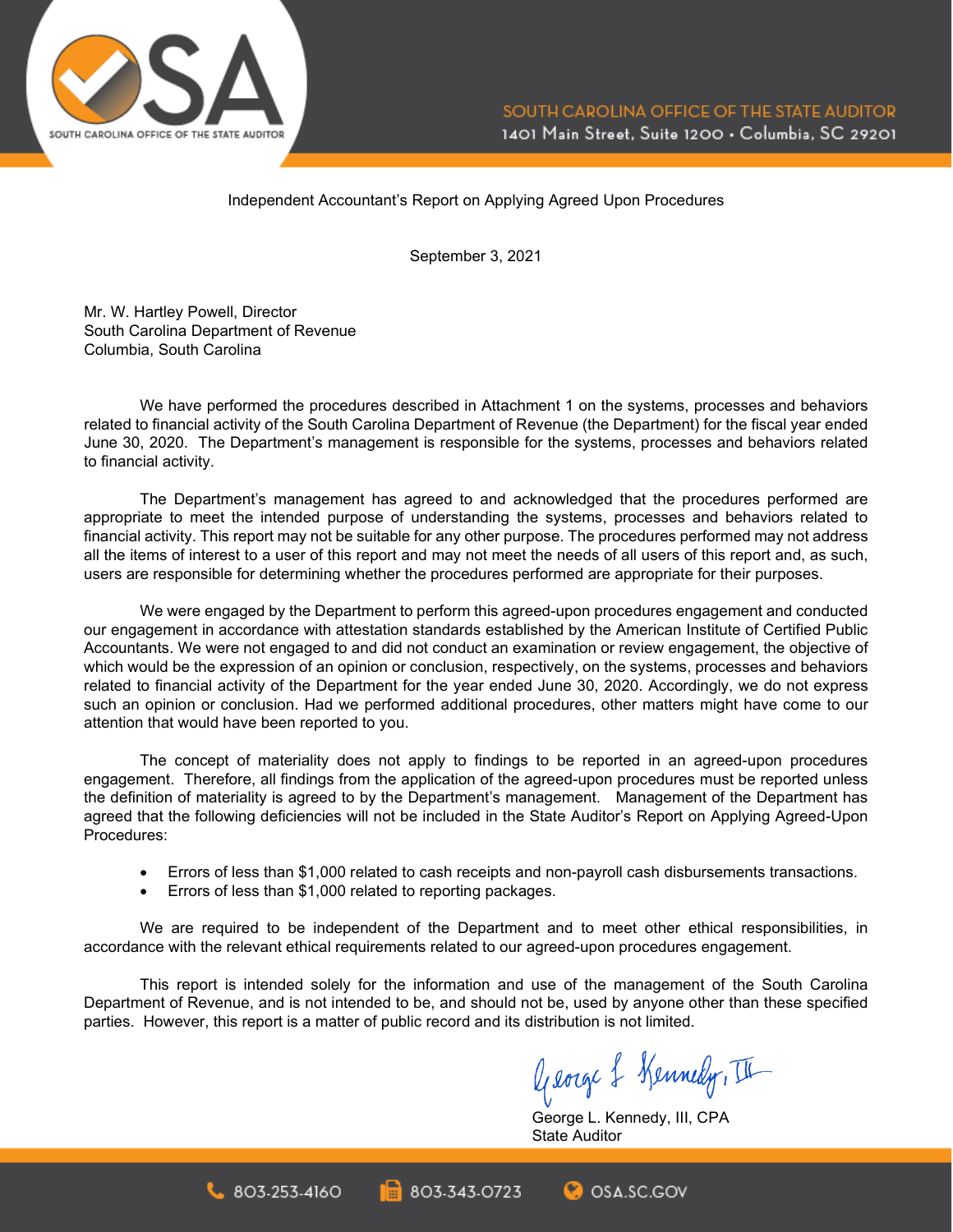Independent Accountant's Report on Applying Agreed Upon Procedures

September 3, 2021

Mr. W. Hartley Powell, Director
South Carolina Department of Revenue
Columbia, South Carolina

We have performed the procedures described in Attachment 1 on the systems, processes and behaviors related to financial activity of the South Carolina Department of Revenue (the Department) for the fiscal year ended June 30, 2020. The Department's management is responsible for the systems, processes and behaviors related to financial activity.

The Department's management has agreed to and acknowledged that the procedures performed are appropriate to meet the intended purpose of understanding the systems, processes and behaviors related to financial activity. This report may not be suitable for any other purpose. The procedures performed may not address all the items of interest to a user of this report and may not meet the needs of all users of this report and, as such, users are responsible for determining whether the procedures performed are appropriate for their purposes.

We were engaged by the Department to perform this agreed-upon procedures engagement and conducted our engagement in accordance with attestation standards established by the American Institute of Certified Public Accountants. We were not engaged to and did not conduct an examination or review engagement, the objective of which would be the expression of an opinion or conclusion, respectively, on the systems, processes and behaviors related to financial activity of the Department for the year ended June 30, 2020. Accordingly, we do not express such an opinion or conclusion. Had we performed additional procedures, other matters might have come to our attention that would have been reported to you.

The concept of materiality does not apply to findings to be reported in an agreed-upon procedures engagement. Therefore, all findings from the application of the agreed-upon procedures must be reported unless the definition of materiality is agreed to by the Department's management. Management of the Department has agreed that the following deficiencies will not be included in the State Auditor's Report on Applying Agreed-Upon Procedures:

- Errors of less than $1,000 related to cash receipts and non-payroll cash disbursements transactions.
- Errors of less than $1,000 related to reporting packages.

We are required to be independent of the Department and to meet other ethical responsibilities, in accordance with the relevant ethical requirements related to our agreed-upon procedures engagement.

This report is intended solely for the information and use of the management of the South Carolina Department of Revenue, and is not intended to be, and should not be, used by anyone other than these specified parties. However, this report is a matter of public record and its distribution is not limited.

George L. Kennedy, III, CPA
State Auditor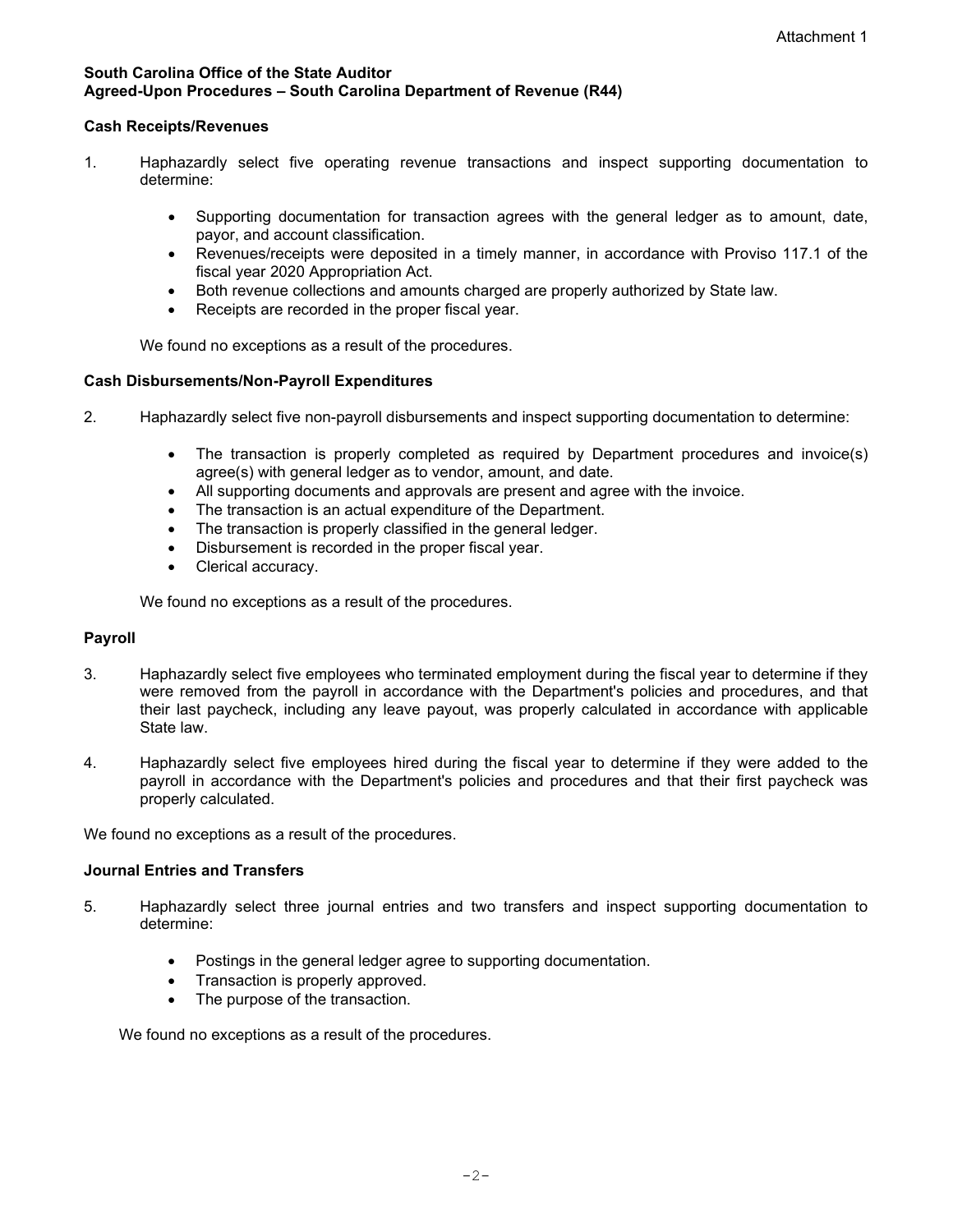Attachment 1

**South Carolina Office of the State Auditor**
**Agreed-Upon Procedures – South Carolina Department of Revenue (R44)**

**Cash Receipts/Revenues**

1. Haphazardly select five operating revenue transactions and inspect supporting documentation to determine:

    - Supporting documentation for transaction agrees with the general ledger as to amount, date, payor, and account classification.
    - Revenues/receipts were deposited in a timely manner, in accordance with Proviso 117.1 of the fiscal year 2020 Appropriation Act.
    - Both revenue collections and amounts charged are properly authorized by State law.
    - Receipts are recorded in the proper fiscal year.

    We found no exceptions as a result of the procedures.

**Cash Disbursements/Non-Payroll Expenditures**

2. Haphazardly select five non-payroll disbursements and inspect supporting documentation to determine:

    - The transaction is properly completed as required by Department procedures and invoice(s) agree(s) with general ledger as to vendor, amount, and date.
    - All supporting documents and approvals are present and agree with the invoice.
    - The transaction is an actual expenditure of the Department.
    - The transaction is properly classified in the general ledger.
    - Disbursement is recorded in the proper fiscal year.
    - Clerical accuracy.

    We found no exceptions as a result of the procedures.

**Payroll**

3. Haphazardly select five employees who terminated employment during the fiscal year to determine if they were removed from the payroll in accordance with the Department's policies and procedures, and that their last paycheck, including any leave payout, was properly calculated in accordance with applicable State law.

4. Haphazardly select five employees hired during the fiscal year to determine if they were added to the payroll in accordance with the Department's policies and procedures and that their first paycheck was properly calculated.

We found no exceptions as a result of the procedures.

**Journal Entries and Transfers**

5. Haphazardly select three journal entries and two transfers and inspect supporting documentation to determine:

    - Postings in the general ledger agree to supporting documentation.
    - Transaction is properly approved.
    - The purpose of the transaction.

    We found no exceptions as a result of the procedures.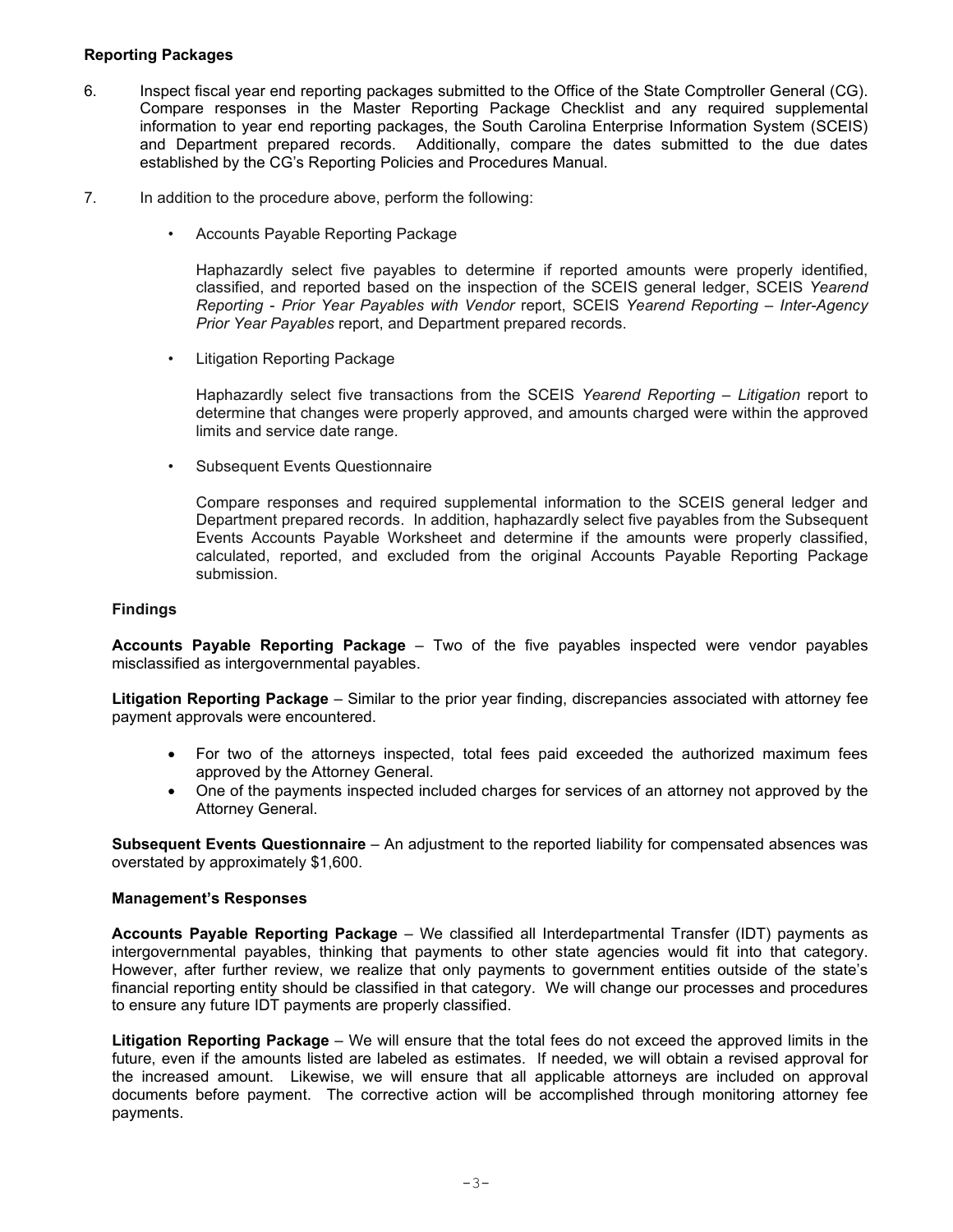**Reporting Packages**

6. Inspect fiscal year end reporting packages submitted to the Office of the State Comptroller General (CG). Compare responses in the Master Reporting Package Checklist and any required supplemental information to year end reporting packages, the South Carolina Enterprise Information System (SCEIS) and Department prepared records. Additionally, compare the dates submitted to the due dates established by the CG's Reporting Policies and Procedures Manual.

7. In addition to the procedure above, perform the following:

   - Accounts Payable Reporting Package

     Haphazardly select five payables to determine if reported amounts were properly identified, classified, and reported based on the inspection of the SCEIS general ledger, SCEIS *Yearend Reporting - Prior Year Payables with Vendor* report, SCEIS *Yearend Reporting – Inter-Agency Prior Year Payables* report, and Department prepared records.

   - Litigation Reporting Package

     Haphazardly select five transactions from the SCEIS *Yearend Reporting – Litigation* report to determine that changes were properly approved, and amounts charged were within the approved limits and service date range.

   - Subsequent Events Questionnaire

     Compare responses and required supplemental information to the SCEIS general ledger and Department prepared records. In addition, haphazardly select five payables from the Subsequent Events Accounts Payable Worksheet and determine if the amounts were properly classified, calculated, reported, and excluded from the original Accounts Payable Reporting Package submission.

**Findings**

**Accounts Payable Reporting Package** – Two of the five payables inspected were vendor payables misclassified as intergovernmental payables.

**Litigation Reporting Package** – Similar to the prior year finding, discrepancies associated with attorney fee payment approvals were encountered.

- For two of the attorneys inspected, total fees paid exceeded the authorized maximum fees approved by the Attorney General.
- One of the payments inspected included charges for services of an attorney not approved by the Attorney General.

**Subsequent Events Questionnaire** – An adjustment to the reported liability for compensated absences was overstated by approximately $1,600.

**Management's Responses**

**Accounts Payable Reporting Package** – We classified all Interdepartmental Transfer (IDT) payments as intergovernmental payables, thinking that payments to other state agencies would fit into that category. However, after further review, we realize that only payments to government entities outside of the state's financial reporting entity should be classified in that category. We will change our processes and procedures to ensure any future IDT payments are properly classified.

**Litigation Reporting Package** – We will ensure that the total fees do not exceed the approved limits in the future, even if the amounts listed are labeled as estimates. If needed, we will obtain a revised approval for the increased amount. Likewise, we will ensure that all applicable attorneys are included on approval documents before payment. The corrective action will be accomplished through monitoring attorney fee payments.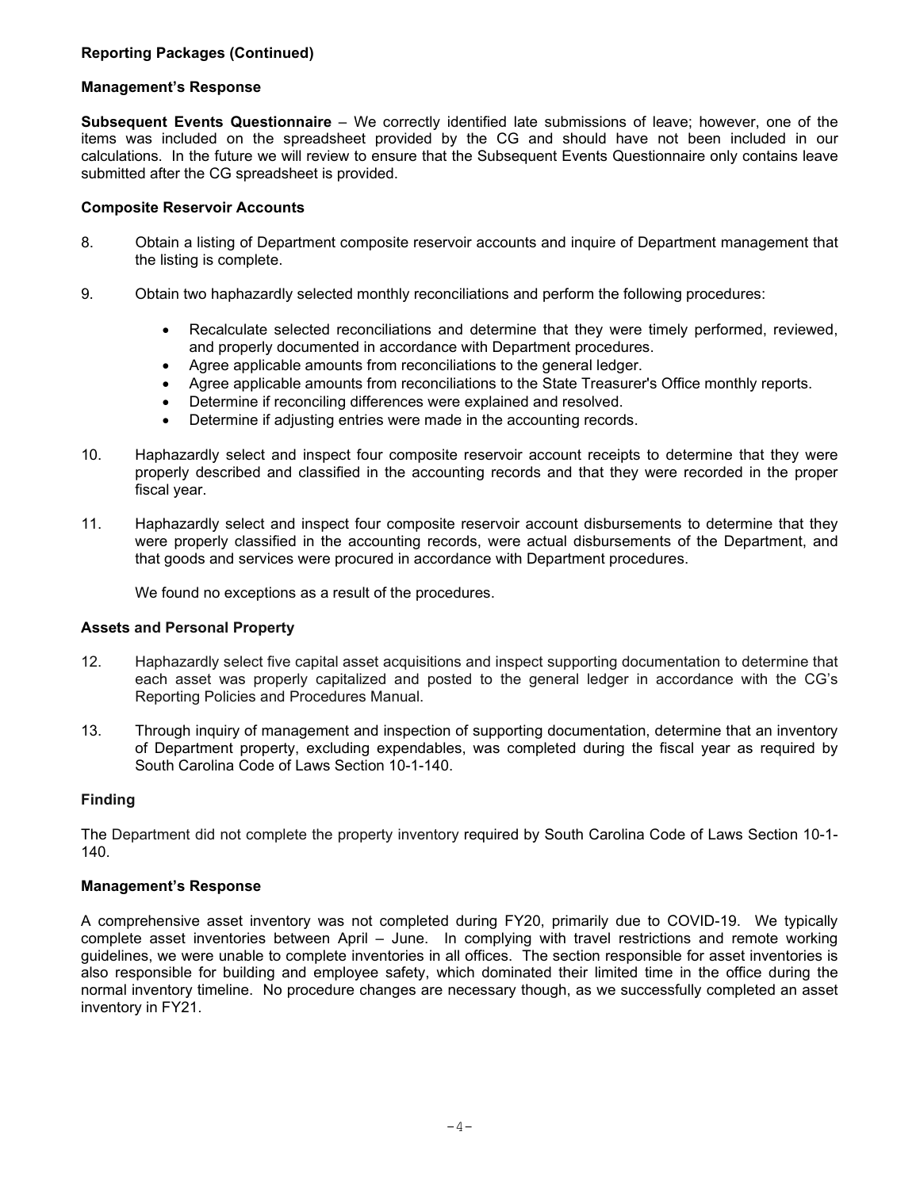**Reporting Packages (Continued)**

**Management's Response**

**Subsequent Events Questionnaire** – We correctly identified late submissions of leave; however, one of the items was included on the spreadsheet provided by the CG and should have not been included in our calculations. In the future we will review to ensure that the Subsequent Events Questionnaire only contains leave submitted after the CG spreadsheet is provided.

**Composite Reservoir Accounts**

8. Obtain a listing of Department composite reservoir accounts and inquire of Department management that the listing is complete.

9. Obtain two haphazardly selected monthly reconciliations and perform the following procedures:

   - Recalculate selected reconciliations and determine that they were timely performed, reviewed, and properly documented in accordance with Department procedures.
   - Agree applicable amounts from reconciliations to the general ledger.
   - Agree applicable amounts from reconciliations to the State Treasurer's Office monthly reports.
   - Determine if reconciling differences were explained and resolved.
   - Determine if adjusting entries were made in the accounting records.

10. Haphazardly select and inspect four composite reservoir account receipts to determine that they were properly described and classified in the accounting records and that they were recorded in the proper fiscal year.

11. Haphazardly select and inspect four composite reservoir account disbursements to determine that they were properly classified in the accounting records, were actual disbursements of the Department, and that goods and services were procured in accordance with Department procedures.

    We found no exceptions as a result of the procedures.

**Assets and Personal Property**

12. Haphazardly select five capital asset acquisitions and inspect supporting documentation to determine that each asset was properly capitalized and posted to the general ledger in accordance with the CG's Reporting Policies and Procedures Manual.

13. Through inquiry of management and inspection of supporting documentation, determine that an inventory of Department property, excluding expendables, was completed during the fiscal year as required by South Carolina Code of Laws Section 10-1-140.

**Finding**

The Department did not complete the property inventory required by South Carolina Code of Laws Section 10-1-140.

**Management's Response**

A comprehensive asset inventory was not completed during FY20, primarily due to COVID-19. We typically complete asset inventories between April – June. In complying with travel restrictions and remote working guidelines, we were unable to complete inventories in all offices. The section responsible for asset inventories is also responsible for building and employee safety, which dominated their limited time in the office during the normal inventory timeline. No procedure changes are necessary though, as we successfully completed an asset inventory in FY21.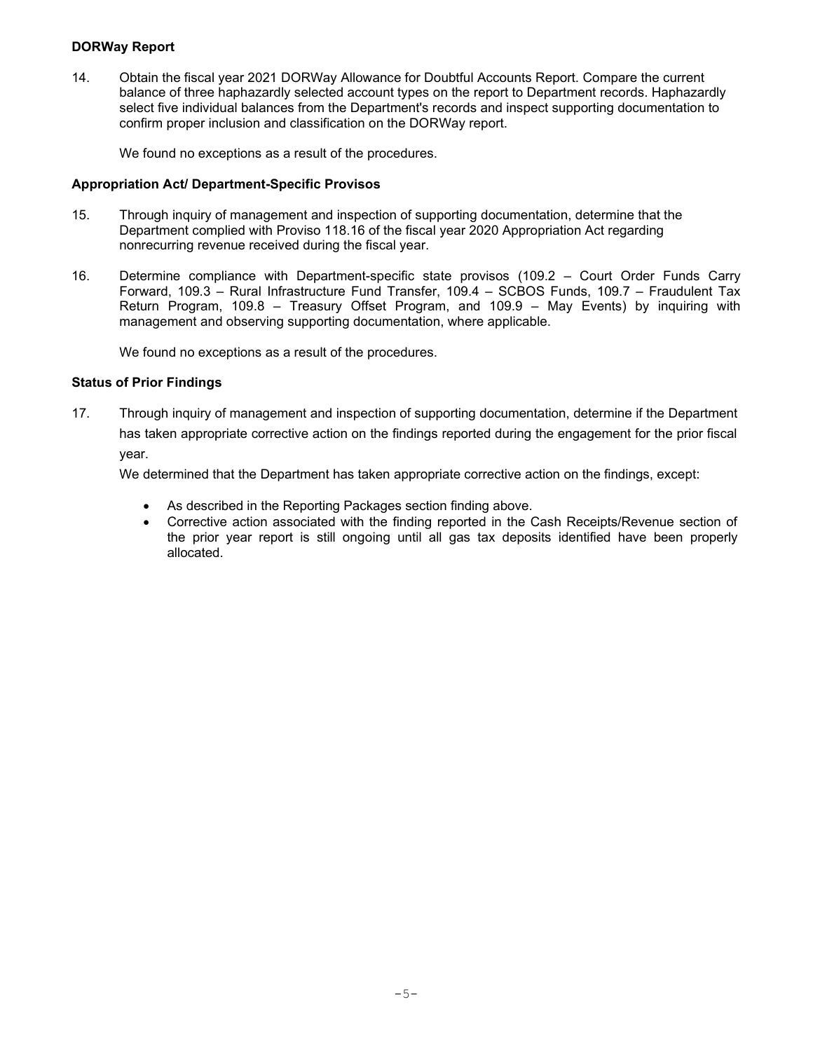**DORWay Report**

14. Obtain the fiscal year 2021 DORWay Allowance for Doubtful Accounts Report. Compare the current balance of three haphazardly selected account types on the report to Department records. Haphazardly select five individual balances from the Department's records and inspect supporting documentation to confirm proper inclusion and classification on the DORWay report.

    We found no exceptions as a result of the procedures.

**Appropriation Act/ Department-Specific Provisos**

15. Through inquiry of management and inspection of supporting documentation, determine that the Department complied with Proviso 118.16 of the fiscal year 2020 Appropriation Act regarding nonrecurring revenue received during the fiscal year.

16. Determine compliance with Department-specific state provisos (109.2 – Court Order Funds Carry Forward, 109.3 – Rural Infrastructure Fund Transfer, 109.4 – SCBOS Funds, 109.7 – Fraudulent Tax Return Program, 109.8 – Treasury Offset Program, and 109.9 – May Events) by inquiring with management and observing supporting documentation, where applicable.

    We found no exceptions as a result of the procedures.

**Status of Prior Findings**

17. Through inquiry of management and inspection of supporting documentation, determine if the Department has taken appropriate corrective action on the findings reported during the engagement for the prior fiscal year.

    We determined that the Department has taken appropriate corrective action on the findings, except:

    - As described in the Reporting Packages section finding above.
    - Corrective action associated with the finding reported in the Cash Receipts/Revenue section of the prior year report is still ongoing until all gas tax deposits identified have been properly allocated.